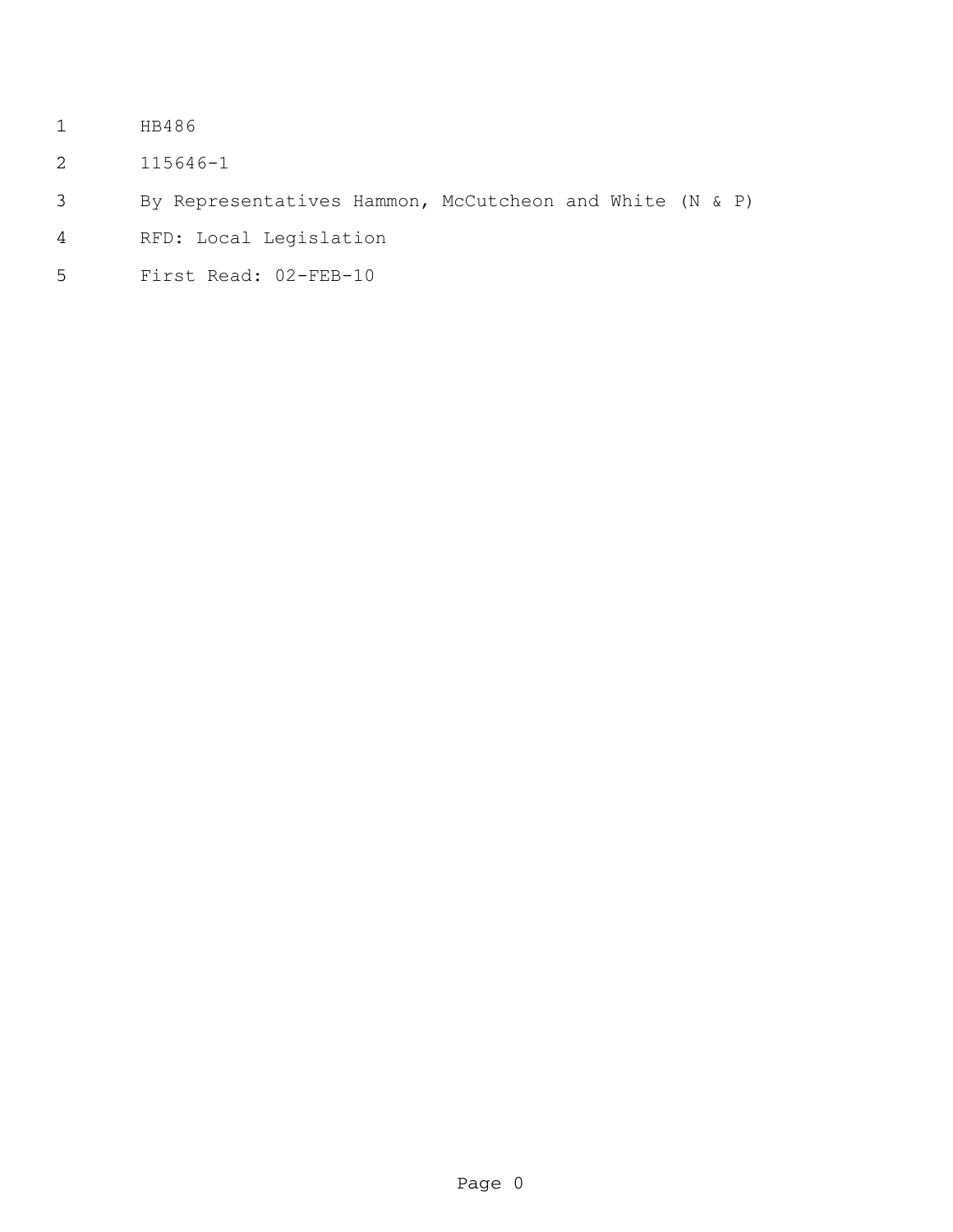HB486

115646-1

By Representatives Hammon, McCutcheon and White (N & P)

RFD: Local Legislation

First Read: 02-FEB-10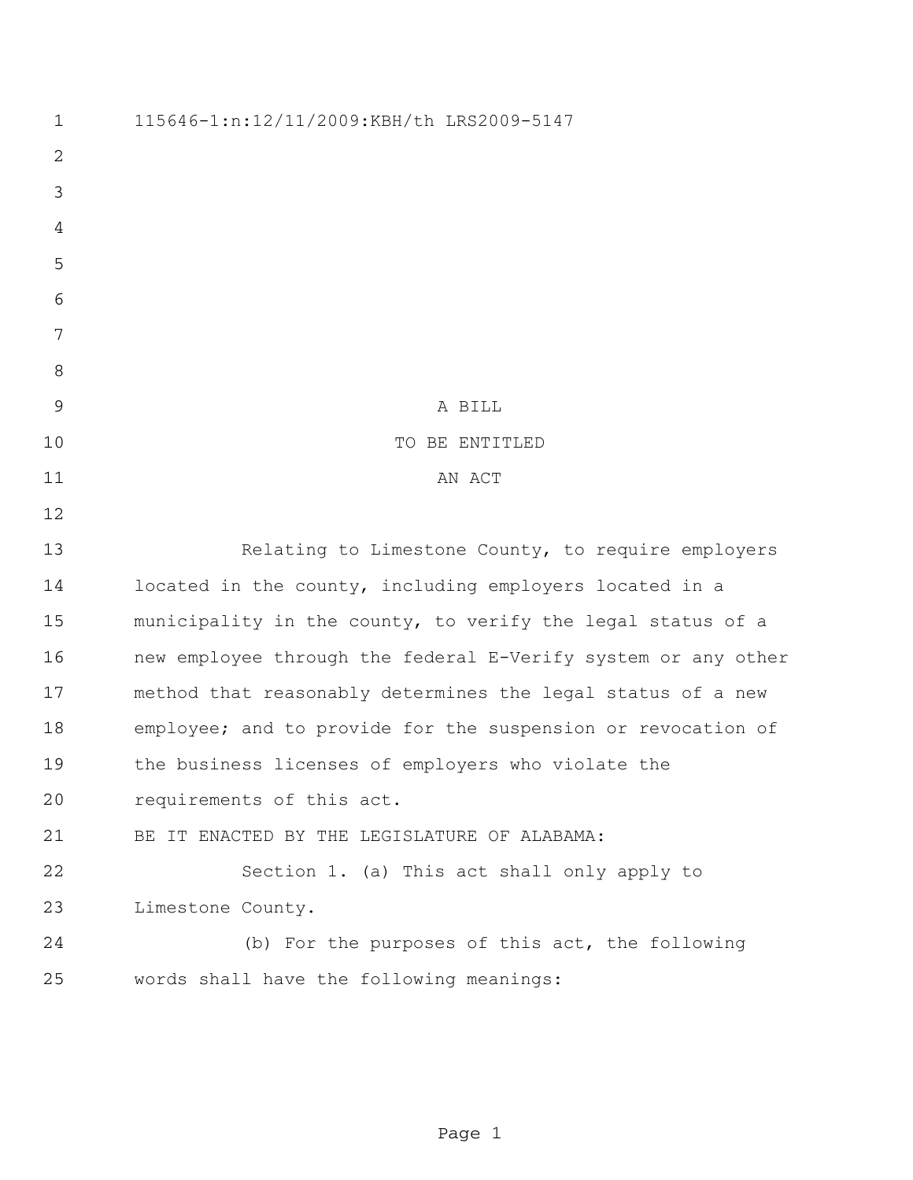115646-1:n:12/11/2009:KBH/th LRS2009-5147

A BILL

TO BE ENTITLED

AN ACT

Relating to Limestone County, to require employers located in the county, including employers located in a municipality in the county, to verify the legal status of a new employee through the federal E-Verify system or any other method that reasonably determines the legal status of a new employee; and to provide for the suspension or revocation of the business licenses of employers who violate the requirements of this act.

BE IT ENACTED BY THE LEGISLATURE OF ALABAMA:

Section 1. (a) This act shall only apply to Limestone County.

(b) For the purposes of this act, the following words shall have the following meanings: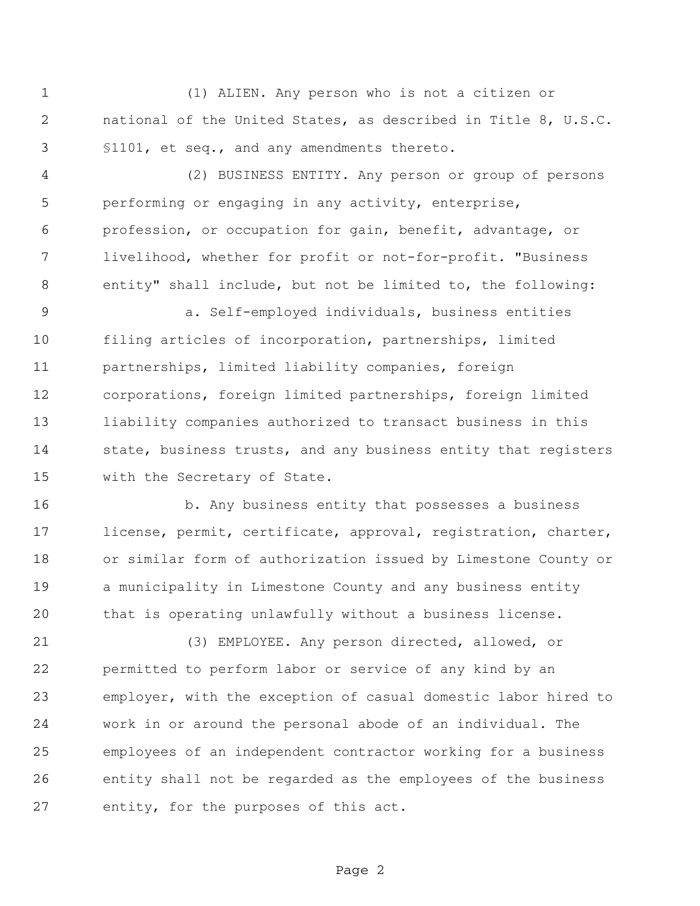(1) ALIEN. Any person who is not a citizen or national of the United States, as described in Title 8, U.S.C. §1101, et seq., and any amendments thereto.

(2) BUSINESS ENTITY. Any person or group of persons performing or engaging in any activity, enterprise, profession, or occupation for gain, benefit, advantage, or livelihood, whether for profit or not-for-profit. "Business entity" shall include, but not be limited to, the following:

a. Self-employed individuals, business entities filing articles of incorporation, partnerships, limited partnerships, limited liability companies, foreign corporations, foreign limited partnerships, foreign limited liability companies authorized to transact business in this state, business trusts, and any business entity that registers with the Secretary of State.

b. Any business entity that possesses a business license, permit, certificate, approval, registration, charter, or similar form of authorization issued by Limestone County or a municipality in Limestone County and any business entity that is operating unlawfully without a business license.

(3) EMPLOYEE. Any person directed, allowed, or permitted to perform labor or service of any kind by an employer, with the exception of casual domestic labor hired to work in or around the personal abode of an individual. The employees of an independent contractor working for a business entity shall not be regarded as the employees of the business entity, for the purposes of this act.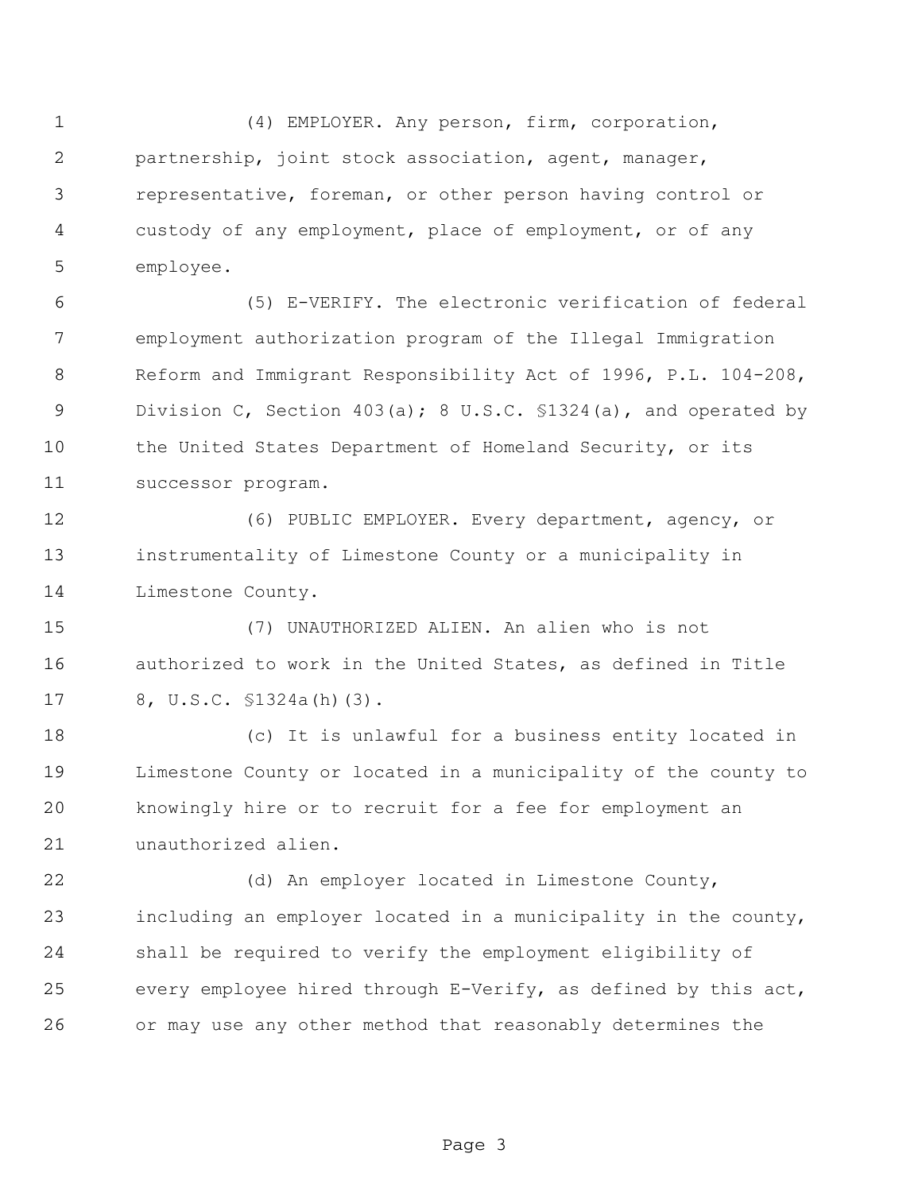(4) EMPLOYER. Any person, firm, corporation, partnership, joint stock association, agent, manager, representative, foreman, or other person having control or custody of any employment, place of employment, or of any employee.

(5) E-VERIFY. The electronic verification of federal employment authorization program of the Illegal Immigration Reform and Immigrant Responsibility Act of 1996, P.L. 104-208, Division C, Section 403(a); 8 U.S.C. §1324(a), and operated by the United States Department of Homeland Security, or its successor program.

(6) PUBLIC EMPLOYER. Every department, agency, or instrumentality of Limestone County or a municipality in Limestone County.

(7) UNAUTHORIZED ALIEN. An alien who is not authorized to work in the United States, as defined in Title 8, U.S.C. §1324a(h)(3).

(c) It is unlawful for a business entity located in Limestone County or located in a municipality of the county to knowingly hire or to recruit for a fee for employment an unauthorized alien.

(d) An employer located in Limestone County, including an employer located in a municipality in the county, shall be required to verify the employment eligibility of every employee hired through E-Verify, as defined by this act, or may use any other method that reasonably determines the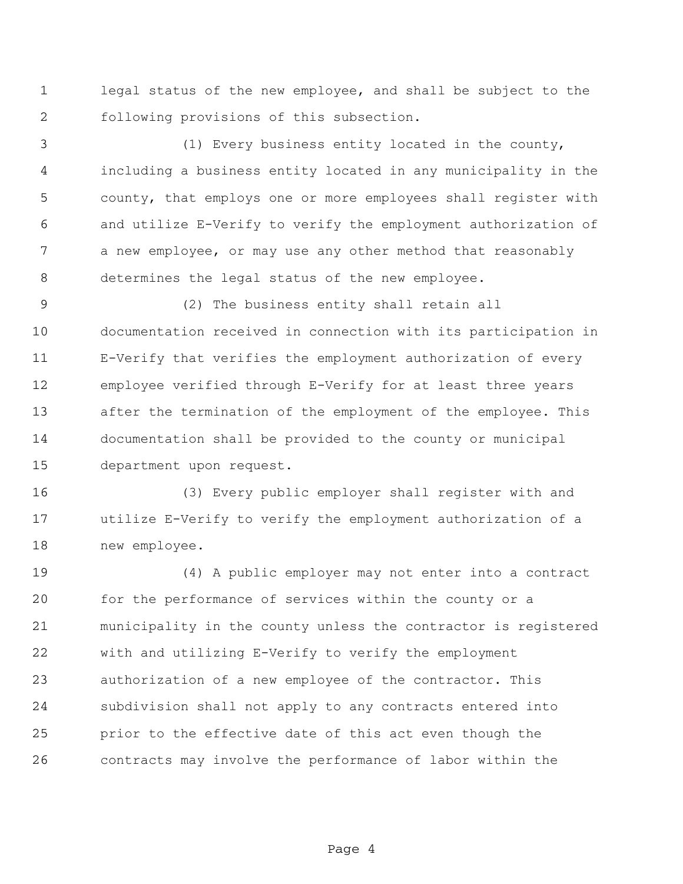legal status of the new employee, and shall be subject to the following provisions of this subsection.

(1) Every business entity located in the county, including a business entity located in any municipality in the county, that employs one or more employees shall register with and utilize E-Verify to verify the employment authorization of a new employee, or may use any other method that reasonably determines the legal status of the new employee.

(2) The business entity shall retain all documentation received in connection with its participation in E-Verify that verifies the employment authorization of every employee verified through E-Verify for at least three years after the termination of the employment of the employee. This documentation shall be provided to the county or municipal department upon request.

(3) Every public employer shall register with and utilize E-Verify to verify the employment authorization of a new employee.

(4) A public employer may not enter into a contract for the performance of services within the county or a municipality in the county unless the contractor is registered with and utilizing E-Verify to verify the employment authorization of a new employee of the contractor. This subdivision shall not apply to any contracts entered into prior to the effective date of this act even though the contracts may involve the performance of labor within the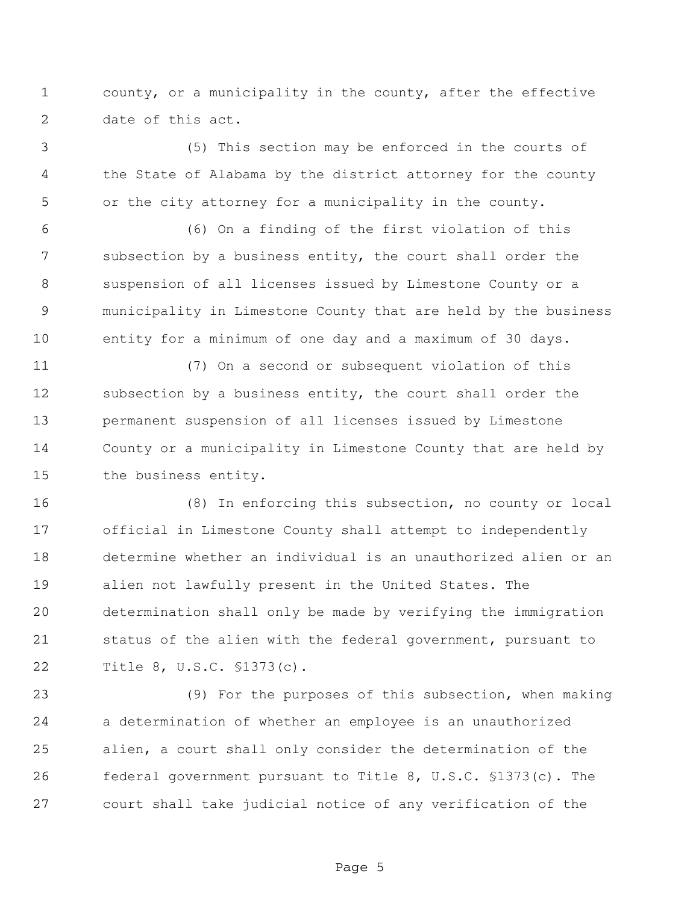county, or a municipality in the county, after the effective date of this act.

(5) This section may be enforced in the courts of the State of Alabama by the district attorney for the county or the city attorney for a municipality in the county.

(6) On a finding of the first violation of this subsection by a business entity, the court shall order the suspension of all licenses issued by Limestone County or a municipality in Limestone County that are held by the business entity for a minimum of one day and a maximum of 30 days.

(7) On a second or subsequent violation of this subsection by a business entity, the court shall order the permanent suspension of all licenses issued by Limestone County or a municipality in Limestone County that are held by the business entity.

(8) In enforcing this subsection, no county or local official in Limestone County shall attempt to independently determine whether an individual is an unauthorized alien or an alien not lawfully present in the United States. The determination shall only be made by verifying the immigration status of the alien with the federal government, pursuant to Title 8, U.S.C. §1373(c).

(9) For the purposes of this subsection, when making a determination of whether an employee is an unauthorized alien, a court shall only consider the determination of the federal government pursuant to Title 8, U.S.C. §1373(c). The court shall take judicial notice of any verification of the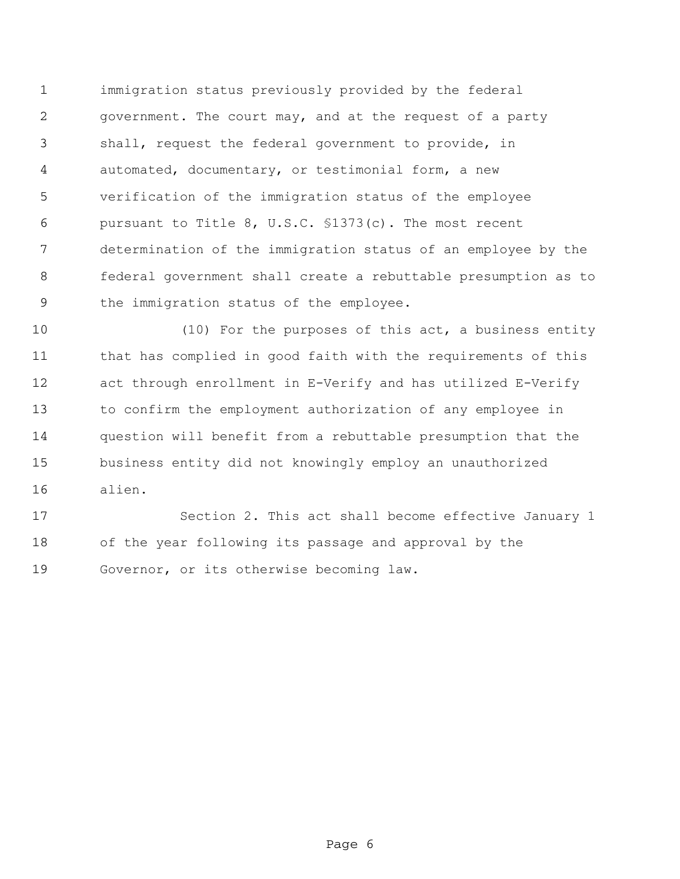immigration status previously provided by the federal government. The court may, and at the request of a party shall, request the federal government to provide, in automated, documentary, or testimonial form, a new verification of the immigration status of the employee pursuant to Title 8, U.S.C. §1373(c). The most recent determination of the immigration status of an employee by the federal government shall create a rebuttable presumption as to the immigration status of the employee.

(10) For the purposes of this act, a business entity that has complied in good faith with the requirements of this act through enrollment in E-Verify and has utilized E-Verify to confirm the employment authorization of any employee in question will benefit from a rebuttable presumption that the business entity did not knowingly employ an unauthorized alien.

Section 2. This act shall become effective January 1 of the year following its passage and approval by the Governor, or its otherwise becoming law.